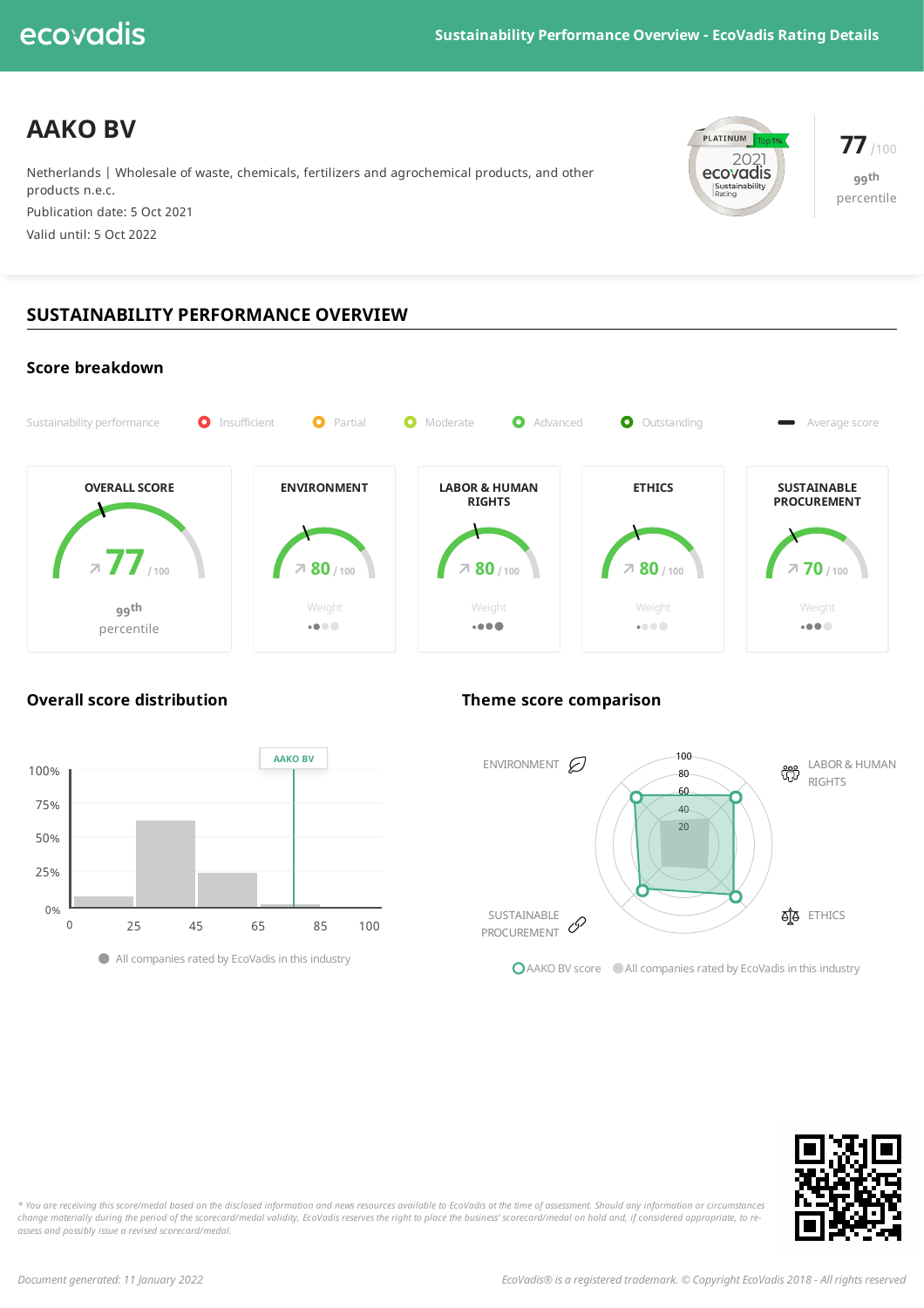# AAKO BV

Netherlands | Wholesale of waste, chemicals, fertilizers and agrochemical products, and other products n.e.c.

Publication date: 5 Oct 2021

Valid until: 5 Oct 2022

PLATINUM Top 1% 2021 ecovadis Sustainability Rating

**77** /100

99th percentile

## SUSTAINABILITY PERFORMANCE OVERVIEW

### Score breakdown

Sustainability performance: Insufficient | Partial | Moderate | Advanced | Outstanding | Average score

| OVERALL SCORE | ENVIRONMENT | LABOR & HUMAN RIGHTS | ETHICS | SUSTAINABLE PROCUREMENT |
|---|---|---|---|---|
| 77 /100 | 80 /100 | 80 /100 | 80 /100 | 70 /100 |
| 99th percentile | Weight | Weight | Weight | Weight |

### Overall score distribution

AAKO BV

100%, 75%, 50%, 25%, 0%

0, 25, 45, 65, 85, 100

All companies rated by EcoVadis in this industry

### Theme score comparison

ENVIRONMENT, LABOR & HUMAN RIGHTS, ETHICS, SUSTAINABLE PROCUREMENT

100, 80, 60, 40, 20

AAKO BV score | All companies rated by EcoVadis in this industry

*\* You are receiving this score/medal based on the disclosed information and news resources available to EcoVadis at the time of assessment. Should any information or circumstances change materially during the period of the scorecard/medal validity, EcoVadis reserves the right to place the business' scorecard/medal on hold and, if considered appropriate, to re-assess and possibly issue a revised scorecard/medal.*

*Document generated: 11 January 2022*

*EcoVadis® is a registered trademark. © Copyright EcoVadis 2018 - All rights reserved*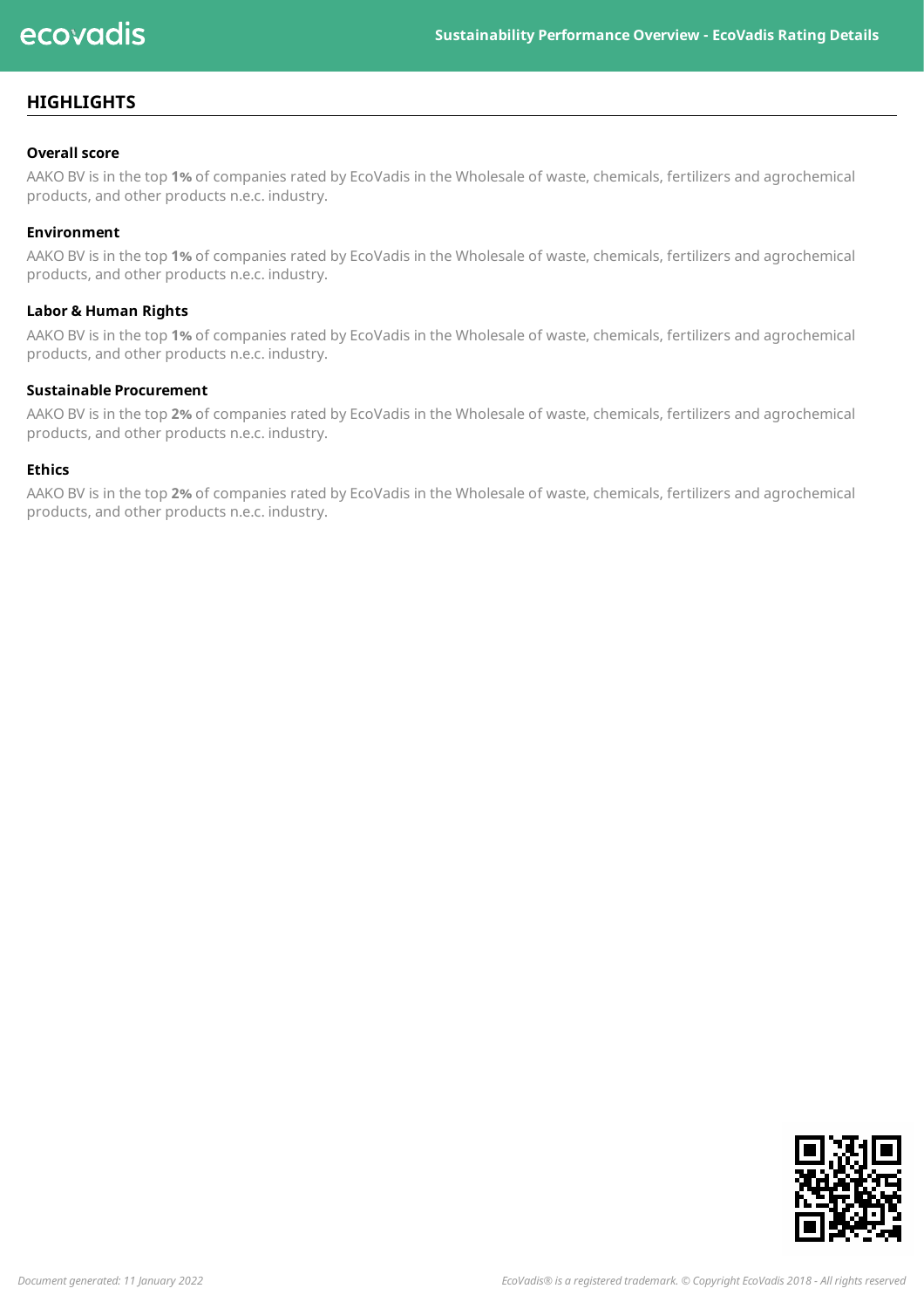## HIGHLIGHTS

### Overall score

AAKO BV is in the top **1%** of companies rated by EcoVadis in the Wholesale of waste, chemicals, fertilizers and agrochemical products, and other products n.e.c. industry.

### Environment

AAKO BV is in the top **1%** of companies rated by EcoVadis in the Wholesale of waste, chemicals, fertilizers and agrochemical products, and other products n.e.c. industry.

### Labor & Human Rights

AAKO BV is in the top **1%** of companies rated by EcoVadis in the Wholesale of waste, chemicals, fertilizers and agrochemical products, and other products n.e.c. industry.

### Sustainable Procurement

AAKO BV is in the top **2%** of companies rated by EcoVadis in the Wholesale of waste, chemicals, fertilizers and agrochemical products, and other products n.e.c. industry.

### Ethics

AAKO BV is in the top **2%** of companies rated by EcoVadis in the Wholesale of waste, chemicals, fertilizers and agrochemical products, and other products n.e.c. industry.